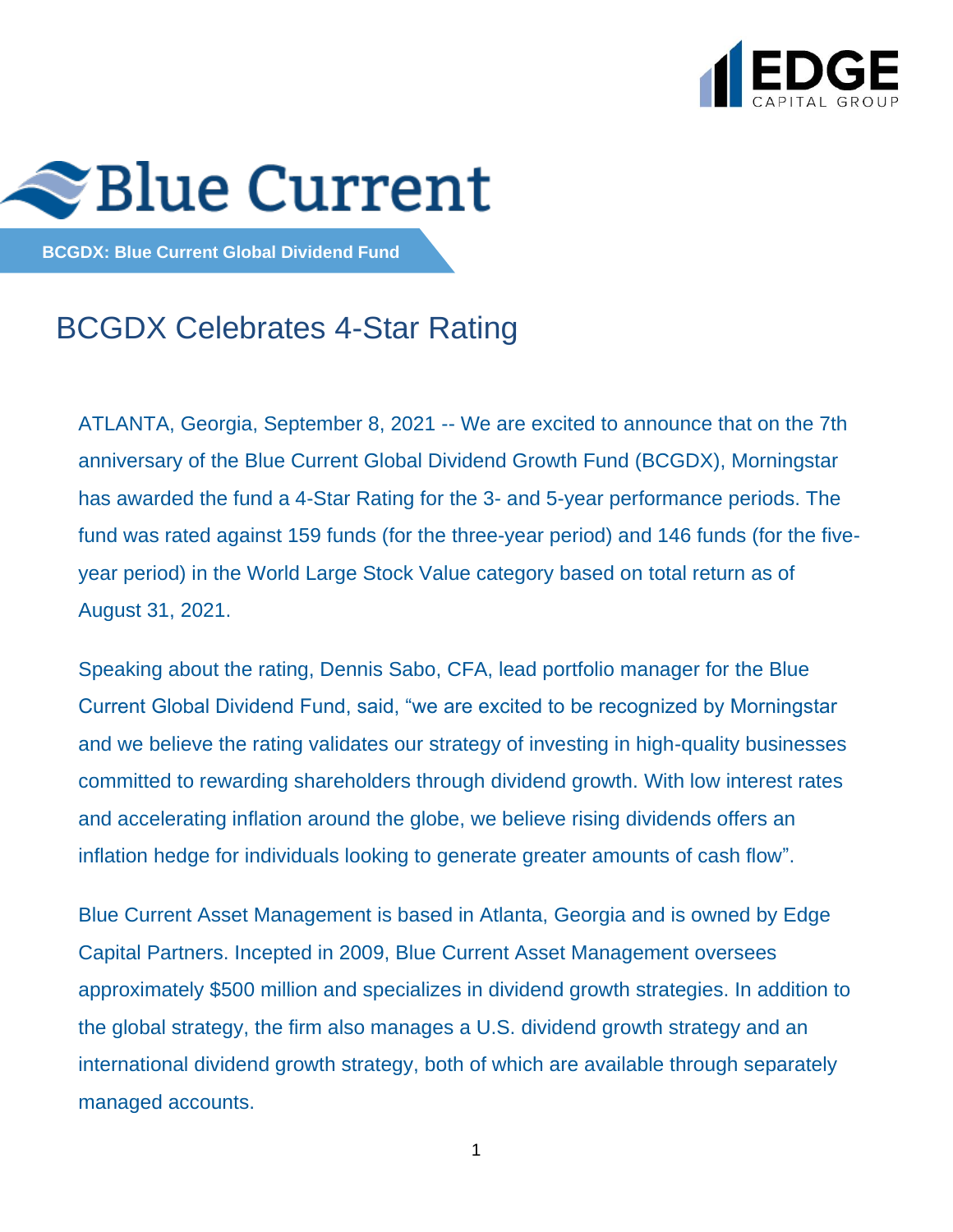EDGE CAPITAL GROUP

Blue Current

**BCGDX: Blue Current Global Dividend Fund**

# BCGDX Celebrates 4-Star Rating

ATLANTA, Georgia, September 8, 2021 -- We are excited to announce that on the 7th anniversary of the Blue Current Global Dividend Growth Fund (BCGDX), Morningstar has awarded the fund a 4-Star Rating for the 3- and 5-year performance periods. The fund was rated against 159 funds (for the three-year period) and 146 funds (for the five-year period) in the World Large Stock Value category based on total return as of August 31, 2021.

Speaking about the rating, Dennis Sabo, CFA, lead portfolio manager for the Blue Current Global Dividend Fund, said, "we are excited to be recognized by Morningstar and we believe the rating validates our strategy of investing in high-quality businesses committed to rewarding shareholders through dividend growth. With low interest rates and accelerating inflation around the globe, we believe rising dividends offers an inflation hedge for individuals looking to generate greater amounts of cash flow".

Blue Current Asset Management is based in Atlanta, Georgia and is owned by Edge Capital Partners. Incepted in 2009, Blue Current Asset Management oversees approximately $500 million and specializes in dividend growth strategies. In addition to the global strategy, the firm also manages a U.S. dividend growth strategy and an international dividend growth strategy, both of which are available through separately managed accounts.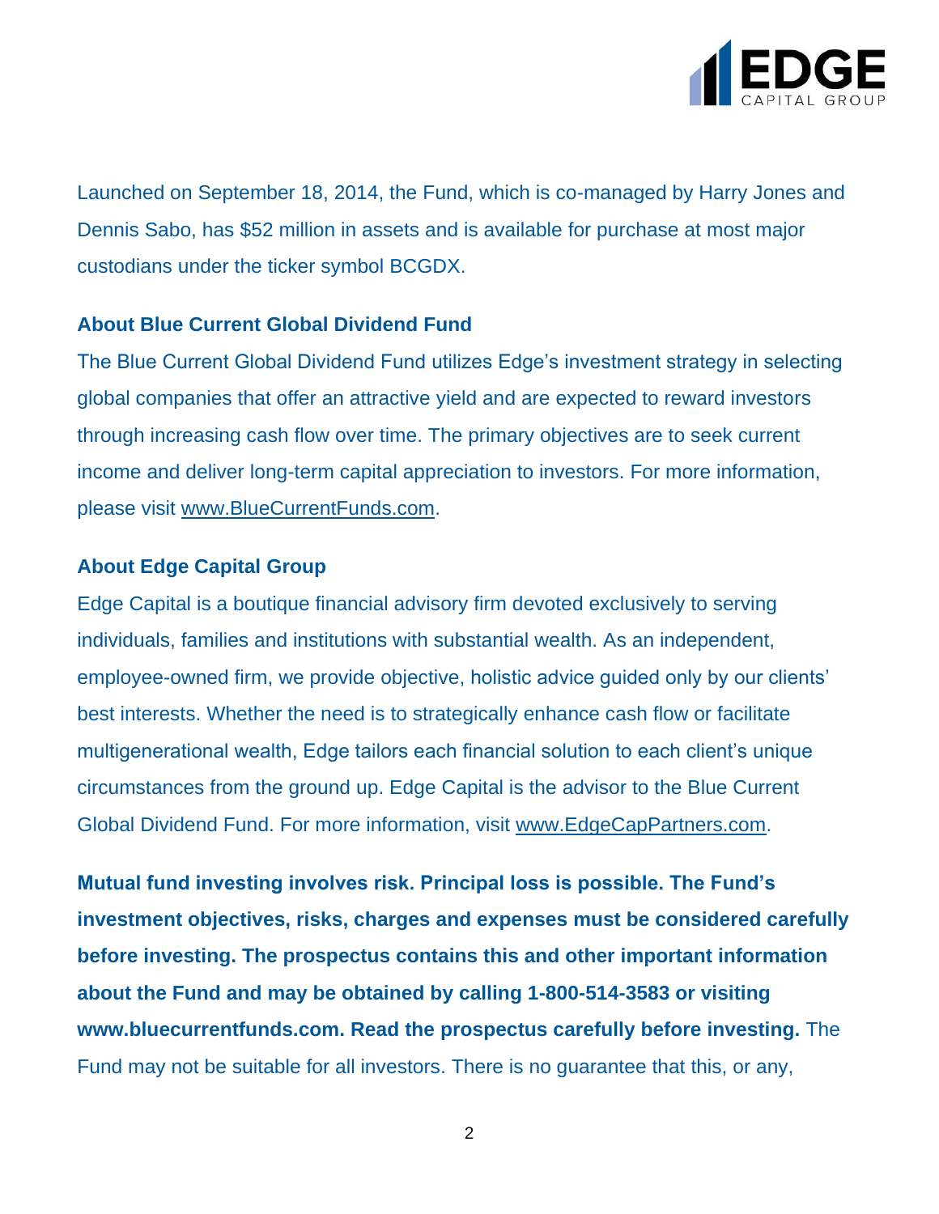Launched on September 18, 2014, the Fund, which is co-managed by Harry Jones and Dennis Sabo, has $52 million in assets and is available for purchase at most major custodians under the ticker symbol BCGDX.

**About Blue Current Global Dividend Fund**

The Blue Current Global Dividend Fund utilizes Edge's investment strategy in selecting global companies that offer an attractive yield and are expected to reward investors through increasing cash flow over time. The primary objectives are to seek current income and deliver long-term capital appreciation to investors. For more information, please visit www.BlueCurrentFunds.com.

**About Edge Capital Group**

Edge Capital is a boutique financial advisory firm devoted exclusively to serving individuals, families and institutions with substantial wealth. As an independent, employee-owned firm, we provide objective, holistic advice guided only by our clients' best interests. Whether the need is to strategically enhance cash flow or facilitate multigenerational wealth, Edge tailors each financial solution to each client's unique circumstances from the ground up. Edge Capital is the advisor to the Blue Current Global Dividend Fund. For more information, visit www.EdgeCapPartners.com.

**Mutual fund investing involves risk. Principal loss is possible. The Fund's investment objectives, risks, charges and expenses must be considered carefully before investing. The prospectus contains this and other important information about the Fund and may be obtained by calling 1-800-514-3583 or visiting www.bluecurrentfunds.com. Read the prospectus carefully before investing.** The Fund may not be suitable for all investors. There is no guarantee that this, or any,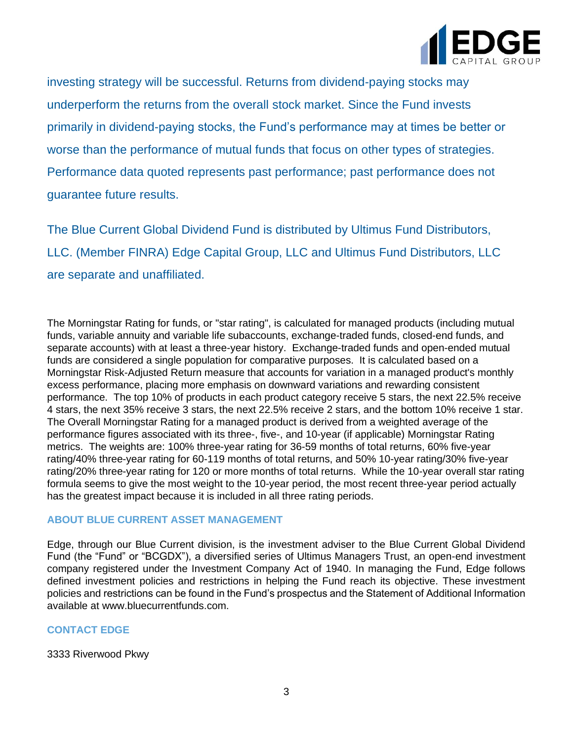investing strategy will be successful. Returns from dividend-paying stocks may underperform the returns from the overall stock market. Since the Fund invests primarily in dividend-paying stocks, the Fund's performance may at times be better or worse than the performance of mutual funds that focus on other types of strategies. Performance data quoted represents past performance; past performance does not guarantee future results.

The Blue Current Global Dividend Fund is distributed by Ultimus Fund Distributors, LLC. (Member FINRA) Edge Capital Group, LLC and Ultimus Fund Distributors, LLC are separate and unaffiliated.

The Morningstar Rating for funds, or "star rating", is calculated for managed products (including mutual funds, variable annuity and variable life subaccounts, exchange-traded funds, closed-end funds, and separate accounts) with at least a three-year history. Exchange-traded funds and open-ended mutual funds are considered a single population for comparative purposes. It is calculated based on a Morningstar Risk-Adjusted Return measure that accounts for variation in a managed product's monthly excess performance, placing more emphasis on downward variations and rewarding consistent performance. The top 10% of products in each product category receive 5 stars, the next 22.5% receive 4 stars, the next 35% receive 3 stars, the next 22.5% receive 2 stars, and the bottom 10% receive 1 star. The Overall Morningstar Rating for a managed product is derived from a weighted average of the performance figures associated with its three-, five-, and 10-year (if applicable) Morningstar Rating metrics. The weights are: 100% three-year rating for 36-59 months of total returns, 60% five-year rating/40% three-year rating for 60-119 months of total returns, and 50% 10-year rating/30% five-year rating/20% three-year rating for 120 or more months of total returns. While the 10-year overall star rating formula seems to give the most weight to the 10-year period, the most recent three-year period actually has the greatest impact because it is included in all three rating periods.

## ABOUT BLUE CURRENT ASSET MANAGEMENT

Edge, through our Blue Current division, is the investment adviser to the Blue Current Global Dividend Fund (the "Fund" or "BCGDX"), a diversified series of Ultimus Managers Trust, an open-end investment company registered under the Investment Company Act of 1940. In managing the Fund, Edge follows defined investment policies and restrictions in helping the Fund reach its objective. These investment policies and restrictions can be found in the Fund's prospectus and the Statement of Additional Information available at www.bluecurrentfunds.com.

## CONTACT EDGE

3333 Riverwood Pkwy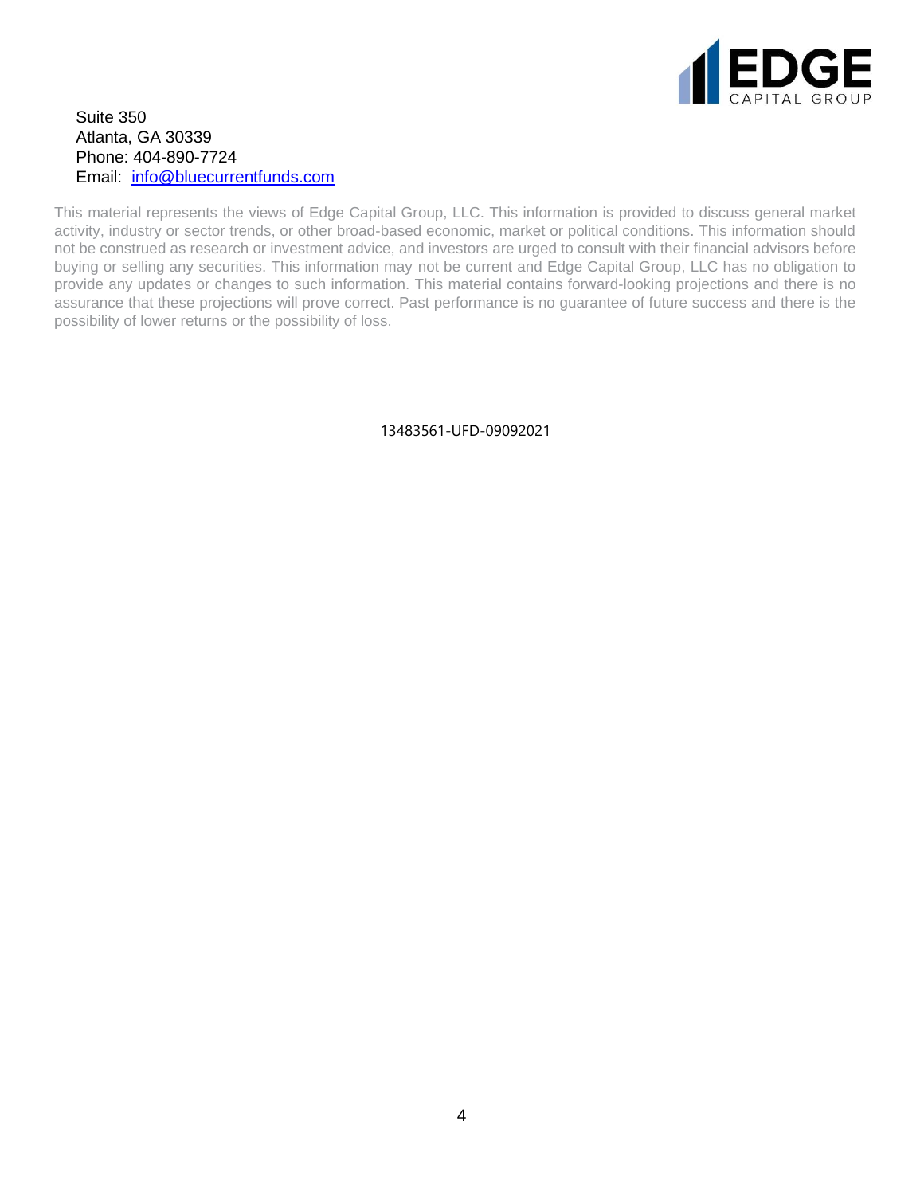EDGE CAPITAL GROUP

Suite 350
Atlanta, GA 30339
Phone: 404-890-7724
Email: info@bluecurrentfunds.com

This material represents the views of Edge Capital Group, LLC. This information is provided to discuss general market activity, industry or sector trends, or other broad-based economic, market or political conditions. This information should not be construed as research or investment advice, and investors are urged to consult with their financial advisors before buying or selling any securities. This information may not be current and Edge Capital Group, LLC has no obligation to provide any updates or changes to such information. This material contains forward-looking projections and there is no assurance that these projections will prove correct. Past performance is no guarantee of future success and there is the possibility of lower returns or the possibility of loss.

13483561-UFD-09092021